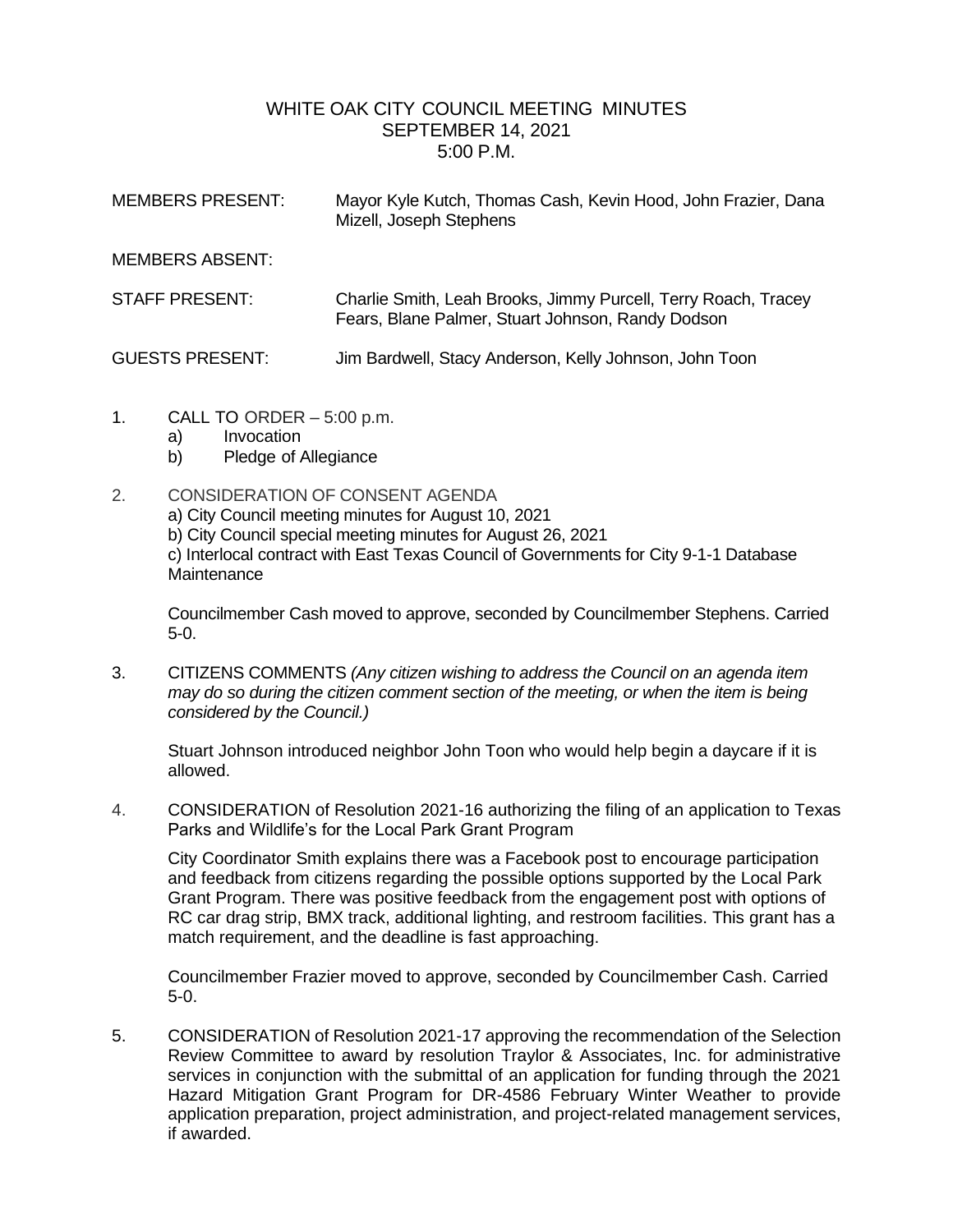# WHITE OAK CITY COUNCIL MEETING MINUTES
## SEPTEMBER 14, 2021
## 5:00 P.M.

MEMBERS PRESENT: Mayor Kyle Kutch, Thomas Cash, Kevin Hood, John Frazier, Dana Mizell, Joseph Stephens

MEMBERS ABSENT:

STAFF PRESENT: Charlie Smith, Leah Brooks, Jimmy Purcell, Terry Roach, Tracey Fears, Blane Palmer, Stuart Johnson, Randy Dodson

GUESTS PRESENT: Jim Bardwell, Stacy Anderson, Kelly Johnson, John Toon

1. CALL TO ORDER – 5:00 p.m.
   a) Invocation
   b) Pledge of Allegiance

2. CONSIDERATION OF CONSENT AGENDA
   a) City Council meeting minutes for August 10, 2021
   b) City Council special meeting minutes for August 26, 2021
   c) Interlocal contract with East Texas Council of Governments for City 9-1-1 Database Maintenance

   Councilmember Cash moved to approve, seconded by Councilmember Stephens. Carried 5-0.

3. CITIZENS COMMENTS *(Any citizen wishing to address the Council on an agenda item may do so during the citizen comment section of the meeting, or when the item is being considered by the Council.)*

   Stuart Johnson introduced neighbor John Toon who would help begin a daycare if it is allowed.

4. CONSIDERATION of Resolution 2021-16 authorizing the filing of an application to Texas Parks and Wildlife's for the Local Park Grant Program

   City Coordinator Smith explains there was a Facebook post to encourage participation and feedback from citizens regarding the possible options supported by the Local Park Grant Program. There was positive feedback from the engagement post with options of RC car drag strip, BMX track, additional lighting, and restroom facilities. This grant has a match requirement, and the deadline is fast approaching.

   Councilmember Frazier moved to approve, seconded by Councilmember Cash. Carried 5-0.

5. CONSIDERATION of Resolution 2021-17 approving the recommendation of the Selection Review Committee to award by resolution Traylor & Associates, Inc. for administrative services in conjunction with the submittal of an application for funding through the 2021 Hazard Mitigation Grant Program for DR-4586 February Winter Weather to provide application preparation, project administration, and project-related management services, if awarded.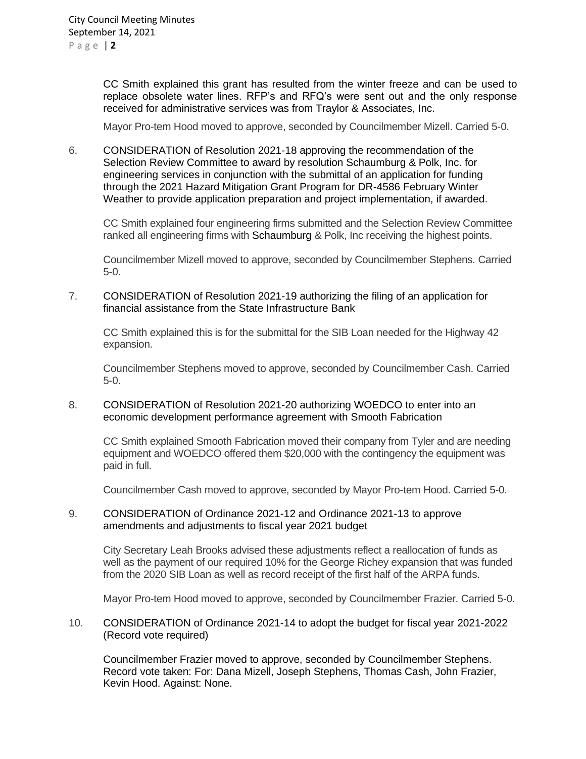CC Smith explained this grant has resulted from the winter freeze and can be used to replace obsolete water lines. RFP's and RFQ's were sent out and the only response received for administrative services was from Traylor & Associates, Inc.

Mayor Pro-tem Hood moved to approve, seconded by Councilmember Mizell. Carried 5-0.

6. CONSIDERATION of Resolution 2021-18 approving the recommendation of the Selection Review Committee to award by resolution Schaumburg & Polk, Inc. for engineering services in conjunction with the submittal of an application for funding through the 2021 Hazard Mitigation Grant Program for DR-4586 February Winter Weather to provide application preparation and project implementation, if awarded.

   CC Smith explained four engineering firms submitted and the Selection Review Committee ranked all engineering firms with Schaumburg & Polk, Inc receiving the highest points.

   Councilmember Mizell moved to approve, seconded by Councilmember Stephens. Carried 5-0.

7. CONSIDERATION of Resolution 2021-19 authorizing the filing of an application for financial assistance from the State Infrastructure Bank

   CC Smith explained this is for the submittal for the SIB Loan needed for the Highway 42 expansion.

   Councilmember Stephens moved to approve, seconded by Councilmember Cash. Carried 5-0.

8. CONSIDERATION of Resolution 2021-20 authorizing WOEDCO to enter into an economic development performance agreement with Smooth Fabrication

   CC Smith explained Smooth Fabrication moved their company from Tyler and are needing equipment and WOEDCO offered them $20,000 with the contingency the equipment was paid in full.

   Councilmember Cash moved to approve, seconded by Mayor Pro-tem Hood. Carried 5-0.

9. CONSIDERATION of Ordinance 2021-12 and Ordinance 2021-13 to approve amendments and adjustments to fiscal year 2021 budget

   City Secretary Leah Brooks advised these adjustments reflect a reallocation of funds as well as the payment of our required 10% for the George Richey expansion that was funded from the 2020 SIB Loan as well as record receipt of the first half of the ARPA funds.

   Mayor Pro-tem Hood moved to approve, seconded by Councilmember Frazier. Carried 5-0.

10. CONSIDERATION of Ordinance 2021-14 to adopt the budget for fiscal year 2021-2022 (Record vote required)

   Councilmember Frazier moved to approve, seconded by Councilmember Stephens. Record vote taken: For: Dana Mizell, Joseph Stephens, Thomas Cash, John Frazier, Kevin Hood. Against: None.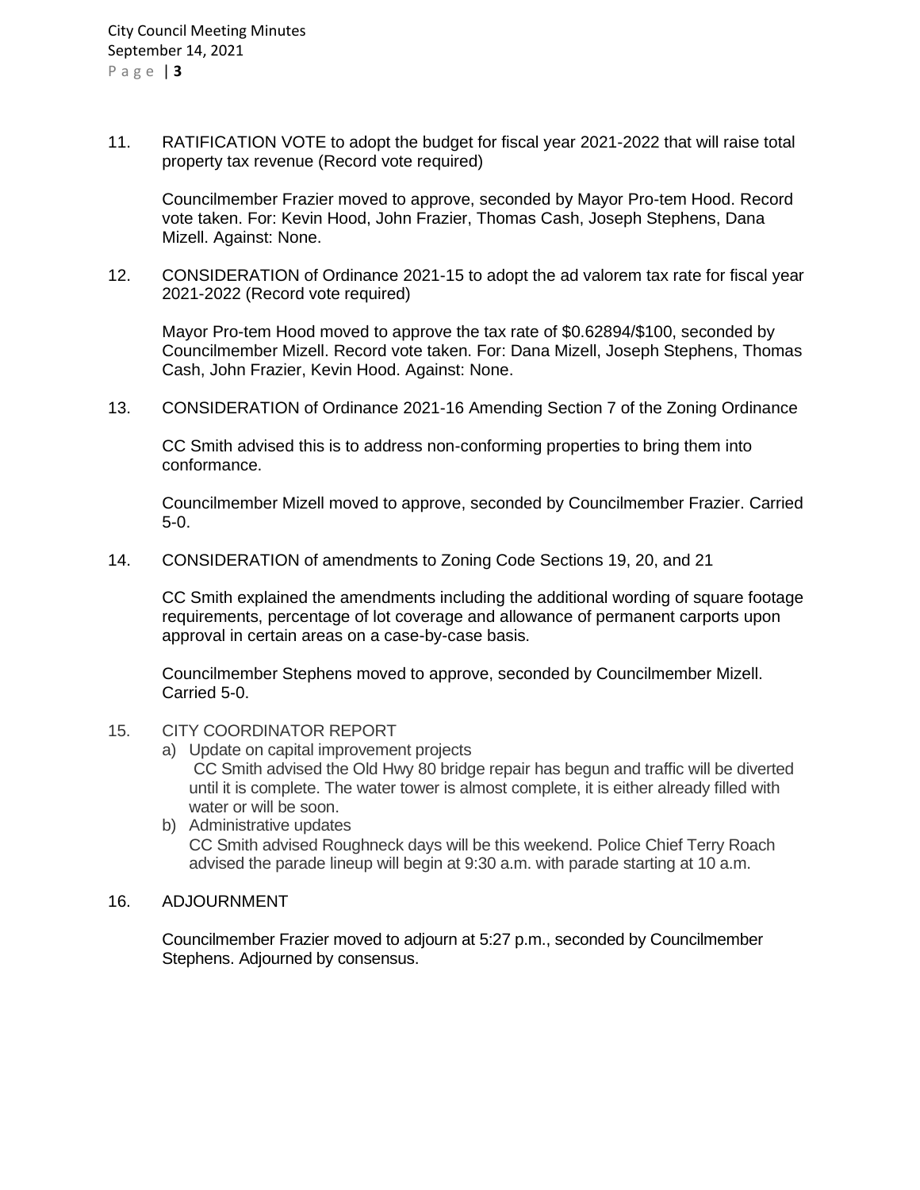11. RATIFICATION VOTE to adopt the budget for fiscal year 2021-2022 that will raise total property tax revenue (Record vote required)

    Councilmember Frazier moved to approve, seconded by Mayor Pro-tem Hood. Record vote taken. For: Kevin Hood, John Frazier, Thomas Cash, Joseph Stephens, Dana Mizell. Against: None.

12. CONSIDERATION of Ordinance 2021-15 to adopt the ad valorem tax rate for fiscal year 2021-2022 (Record vote required)

    Mayor Pro-tem Hood moved to approve the tax rate of $0.62894/$100, seconded by Councilmember Mizell. Record vote taken. For: Dana Mizell, Joseph Stephens, Thomas Cash, John Frazier, Kevin Hood. Against: None.

13. CONSIDERATION of Ordinance 2021-16 Amending Section 7 of the Zoning Ordinance

    CC Smith advised this is to address non-conforming properties to bring them into conformance.

    Councilmember Mizell moved to approve, seconded by Councilmember Frazier. Carried 5-0.

14. CONSIDERATION of amendments to Zoning Code Sections 19, 20, and 21

    CC Smith explained the amendments including the additional wording of square footage requirements, percentage of lot coverage and allowance of permanent carports upon approval in certain areas on a case-by-case basis.

    Councilmember Stephens moved to approve, seconded by Councilmember Mizell. Carried 5-0.

15. CITY COORDINATOR REPORT
    a) Update on capital improvement projects
       CC Smith advised the Old Hwy 80 bridge repair has begun and traffic will be diverted until it is complete. The water tower is almost complete, it is either already filled with water or will be soon.
    b) Administrative updates
       CC Smith advised Roughneck days will be this weekend. Police Chief Terry Roach advised the parade lineup will begin at 9:30 a.m. with parade starting at 10 a.m.

16. ADJOURNMENT

    Councilmember Frazier moved to adjourn at 5:27 p.m., seconded by Councilmember Stephens. Adjourned by consensus.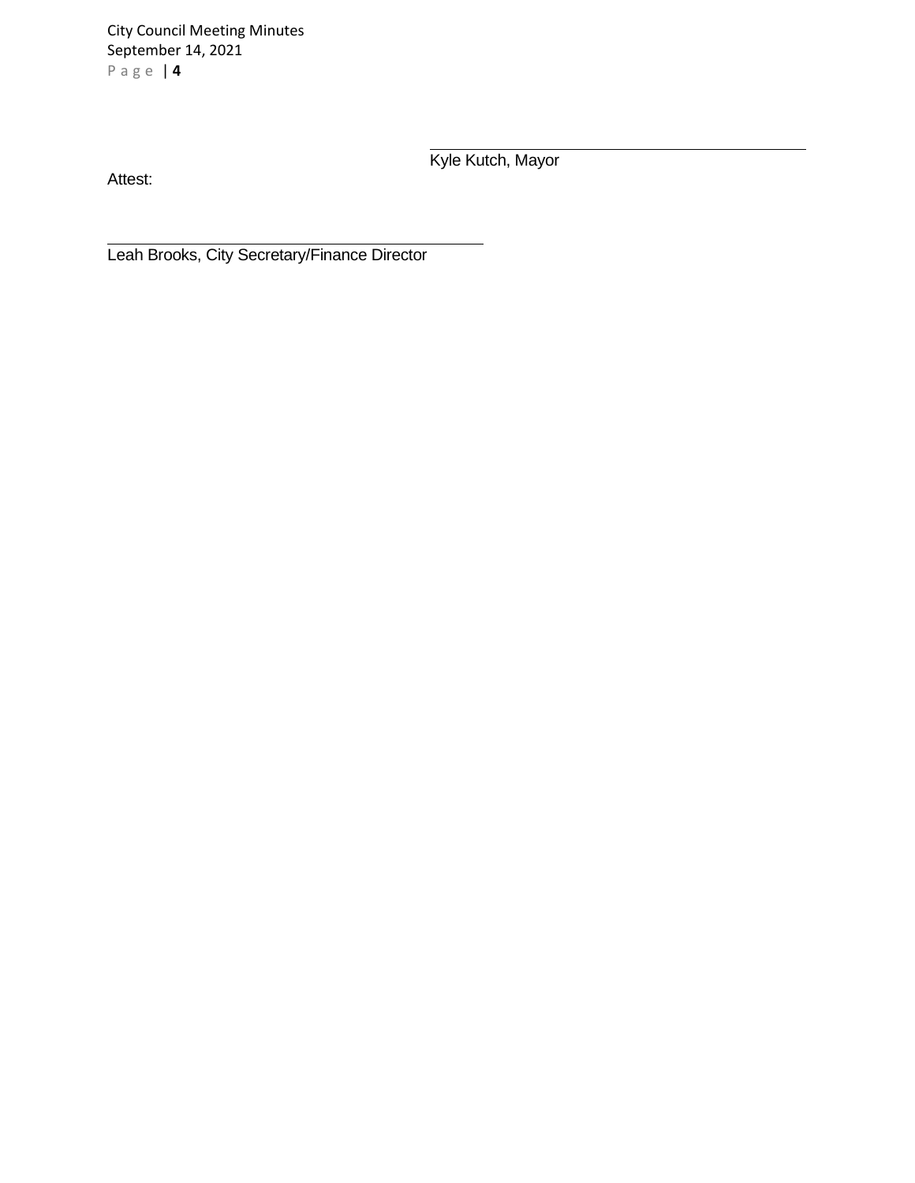\_\_\_\_\_\_\_\_\_\_\_\_\_\_\_\_\_\_\_\_\_\_\_\_\_\_\_\_\_\_\_\_\_\_\_\_\_\_\_\_

Kyle Kutch, Mayor

Attest:

\_\_\_\_\_\_\_\_\_\_\_\_\_\_\_\_\_\_\_\_\_\_\_\_\_\_\_\_\_\_\_\_\_\_\_\_\_\_\_\_

Leah Brooks, City Secretary/Finance Director